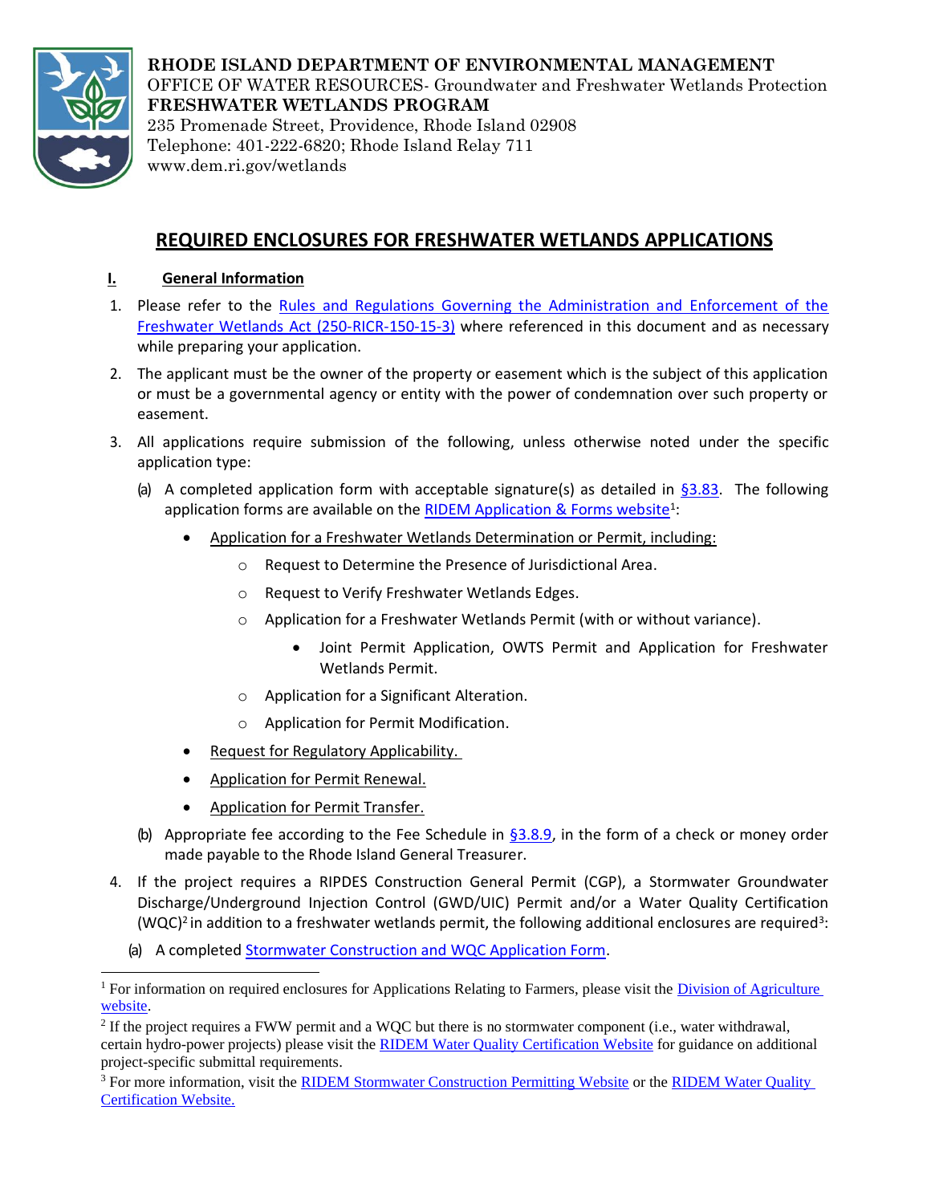**RHODE ISLAND DEPARTMENT OF ENVIRONMENTAL MANAGEMENT**
OFFICE OF WATER RESOURCES- Groundwater and Freshwater Wetlands Protection
**FRESHWATER WETLANDS PROGRAM**
235 Promenade Street, Providence, Rhode Island 02908
Telephone: 401-222-6820; Rhode Island Relay 711
www.dem.ri.gov/wetlands

# REQUIRED ENCLOSURES FOR FRESHWATER WETLANDS APPLICATIONS

## I. General Information

1. Please refer to the Rules and Regulations Governing the Administration and Enforcement of the Freshwater Wetlands Act (250-RICR-150-15-3) where referenced in this document and as necessary while preparing your application.
2. The applicant must be the owner of the property or easement which is the subject of this application or must be a governmental agency or entity with the power of condemnation over such property or easement.
3. All applications require submission of the following, unless otherwise noted under the specific application type:
   (a) A completed application form with acceptable signature(s) as detailed in §3.83. The following application forms are available on the RIDEM Application & Forms website[1]:
   - Application for a Freshwater Wetlands Determination or Permit, including:
     - Request to Determine the Presence of Jurisdictional Area.
     - Request to Verify Freshwater Wetlands Edges.
     - Application for a Freshwater Wetlands Permit (with or without variance).
       - Joint Permit Application, OWTS Permit and Application for Freshwater Wetlands Permit.
     - Application for a Significant Alteration.
     - Application for Permit Modification.
   - Request for Regulatory Applicability.
   - Application for Permit Renewal.
   - Application for Permit Transfer.

   (b) Appropriate fee according to the Fee Schedule in §3.8.9, in the form of a check or money order made payable to the Rhode Island General Treasurer.
4. If the project requires a RIPDES Construction General Permit (CGP), a Stormwater Groundwater Discharge/Underground Injection Control (GWD/UIC) Permit and/or a Water Quality Certification (WQC)[2] in addition to a freshwater wetlands permit, the following additional enclosures are required[3]:
   (a) A completed Stormwater Construction and WQC Application Form.

---

[1] For information on required enclosures for Applications Relating to Farmers, please visit the Division of Agriculture website.

[2] If the project requires a FWW permit and a WQC but there is no stormwater component (i.e., water withdrawal, certain hydro-power projects) please visit the RIDEM Water Quality Certification Website for guidance on additional project-specific submittal requirements.

[3] For more information, visit the RIDEM Stormwater Construction Permitting Website or the RIDEM Water Quality Certification Website.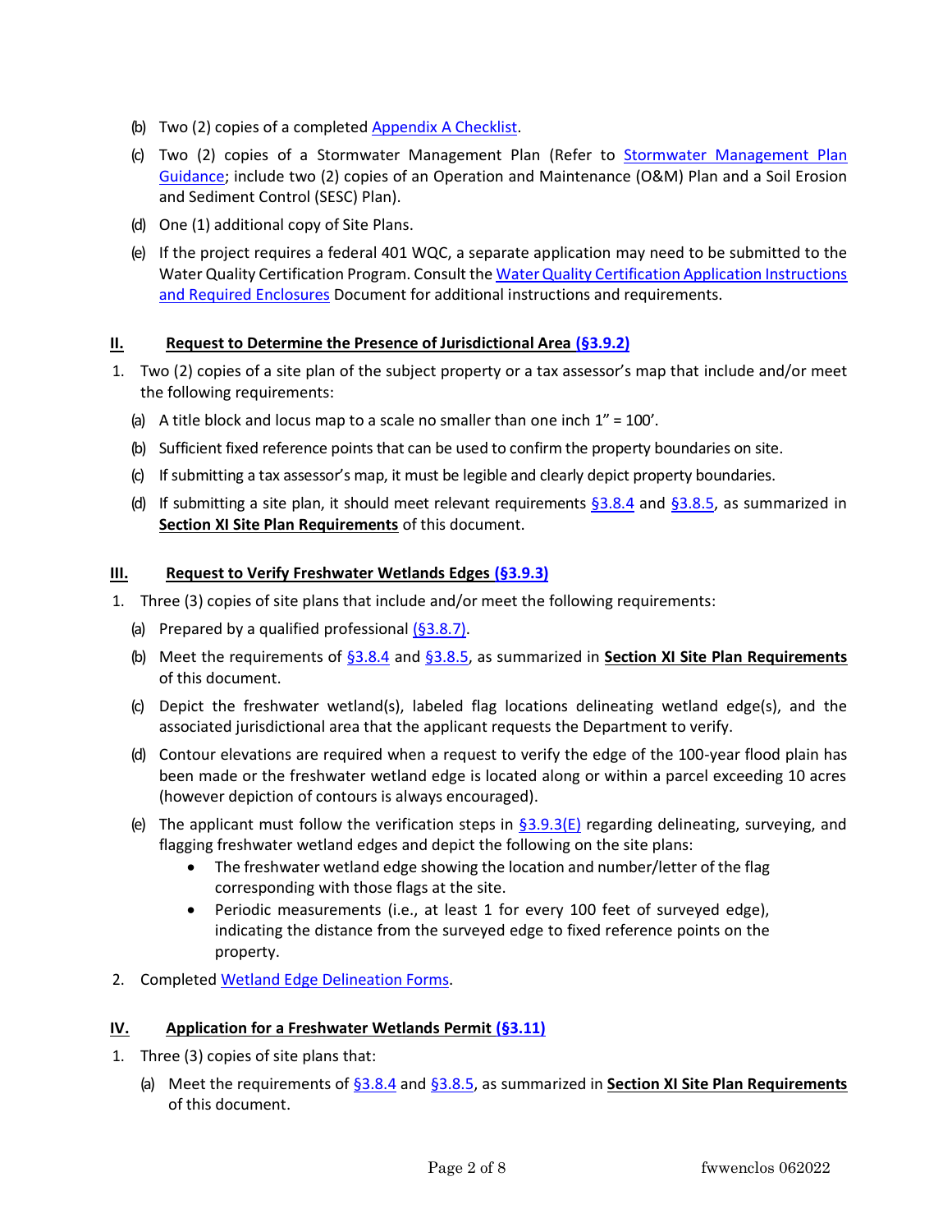(b) Two (2) copies of a completed Appendix A Checklist.

(c) Two (2) copies of a Stormwater Management Plan (Refer to Stormwater Management Plan Guidance; include two (2) copies of an Operation and Maintenance (O&M) Plan and a Soil Erosion and Sediment Control (SESC) Plan).

(d) One (1) additional copy of Site Plans.

(e) If the project requires a federal 401 WQC, a separate application may need to be submitted to the Water Quality Certification Program. Consult the Water Quality Certification Application Instructions and Required Enclosures Document for additional instructions and requirements.

## II. Request to Determine the Presence of Jurisdictional Area (§3.9.2)

1. Two (2) copies of a site plan of the subject property or a tax assessor's map that include and/or meet the following requirements:

   (a) A title block and locus map to a scale no smaller than one inch 1" = 100'.

   (b) Sufficient fixed reference points that can be used to confirm the property boundaries on site.

   (c) If submitting a tax assessor's map, it must be legible and clearly depict property boundaries.

   (d) If submitting a site plan, it should meet relevant requirements §3.8.4 and §3.8.5, as summarized in **Section XI Site Plan Requirements** of this document.

## III. Request to Verify Freshwater Wetlands Edges (§3.9.3)

1. Three (3) copies of site plans that include and/or meet the following requirements:

   (a) Prepared by a qualified professional (§3.8.7).

   (b) Meet the requirements of §3.8.4 and §3.8.5, as summarized in **Section XI Site Plan Requirements** of this document.

   (c) Depict the freshwater wetland(s), labeled flag locations delineating wetland edge(s), and the associated jurisdictional area that the applicant requests the Department to verify.

   (d) Contour elevations are required when a request to verify the edge of the 100-year flood plain has been made or the freshwater wetland edge is located along or within a parcel exceeding 10 acres (however depiction of contours is always encouraged).

   (e) The applicant must follow the verification steps in §3.9.3(E) regarding delineating, surveying, and flagging freshwater wetland edges and depict the following on the site plans:
      - The freshwater wetland edge showing the location and number/letter of the flag corresponding with those flags at the site.
      - Periodic measurements (i.e., at least 1 for every 100 feet of surveyed edge), indicating the distance from the surveyed edge to fixed reference points on the property.

2. Completed Wetland Edge Delineation Forms.

## IV. Application for a Freshwater Wetlands Permit (§3.11)

1. Three (3) copies of site plans that:

   (a) Meet the requirements of §3.8.4 and §3.8.5, as summarized in **Section XI Site Plan Requirements** of this document.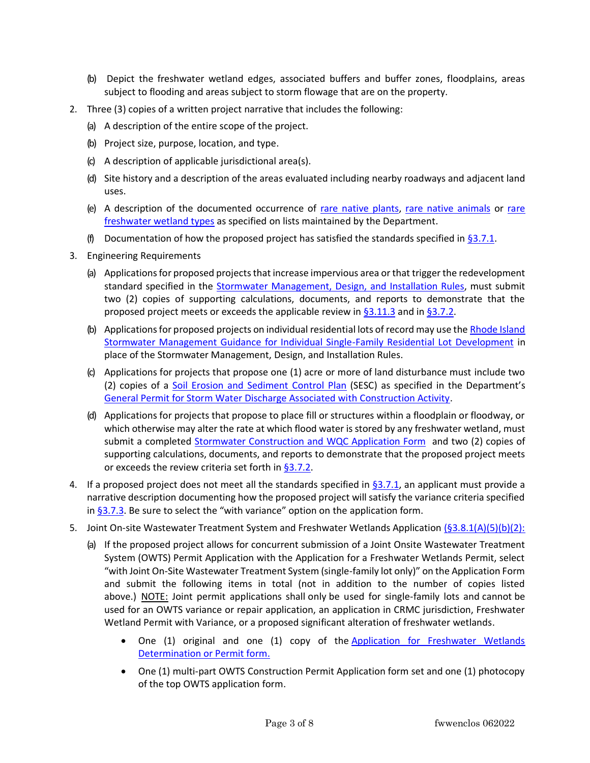(b) Depict the freshwater wetland edges, associated buffers and buffer zones, floodplains, areas subject to flooding and areas subject to storm flowage that are on the property.

2. Three (3) copies of a written project narrative that includes the following:
   (a) A description of the entire scope of the project.
   (b) Project size, purpose, location, and type.
   (c) A description of applicable jurisdictional area(s).
   (d) Site history and a description of the areas evaluated including nearby roadways and adjacent land uses.
   (e) A description of the documented occurrence of rare native plants, rare native animals or rare freshwater wetland types as specified on lists maintained by the Department.
   (f) Documentation of how the proposed project has satisfied the standards specified in §3.7.1.

3. Engineering Requirements
   (a) Applications for proposed projects that increase impervious area or that trigger the redevelopment standard specified in the Stormwater Management, Design, and Installation Rules, must submit two (2) copies of supporting calculations, documents, and reports to demonstrate that the proposed project meets or exceeds the applicable review in §3.11.3 and in §3.7.2.
   (b) Applications for proposed projects on individual residential lots of record may use the Rhode Island Stormwater Management Guidance for Individual Single-Family Residential Lot Development in place of the Stormwater Management, Design, and Installation Rules.
   (c) Applications for projects that propose one (1) acre or more of land disturbance must include two (2) copies of a Soil Erosion and Sediment Control Plan (SESC) as specified in the Department's General Permit for Storm Water Discharge Associated with Construction Activity.
   (d) Applications for projects that propose to place fill or structures within a floodplain or floodway, or which otherwise may alter the rate at which flood water is stored by any freshwater wetland, must submit a completed Stormwater Construction and WQC Application Form and two (2) copies of supporting calculations, documents, and reports to demonstrate that the proposed project meets or exceeds the review criteria set forth in §3.7.2.

4. If a proposed project does not meet all the standards specified in §3.7.1, an applicant must provide a narrative description documenting how the proposed project will satisfy the variance criteria specified in §3.7.3. Be sure to select the "with variance" option on the application form.

5. Joint On-site Wastewater Treatment System and Freshwater Wetlands Application (§3.8.1(A)(5)(b)(2):
   (a) If the proposed project allows for concurrent submission of a Joint Onsite Wastewater Treatment System (OWTS) Permit Application with the Application for a Freshwater Wetlands Permit, select "with Joint On-Site Wastewater Treatment System (single-family lot only)" on the Application Form and submit the following items in total (not in addition to the number of copies listed above.) <u>NOTE:</u> Joint permit applications shall only be used for single-family lots and cannot be used for an OWTS variance or repair application, an application in CRMC jurisdiction, Freshwater Wetland Permit with Variance, or a proposed significant alteration of freshwater wetlands.
      - One (1) original and one (1) copy of the Application for Freshwater Wetlands Determination or Permit form.
      - One (1) multi-part OWTS Construction Permit Application form set and one (1) photocopy of the top OWTS application form.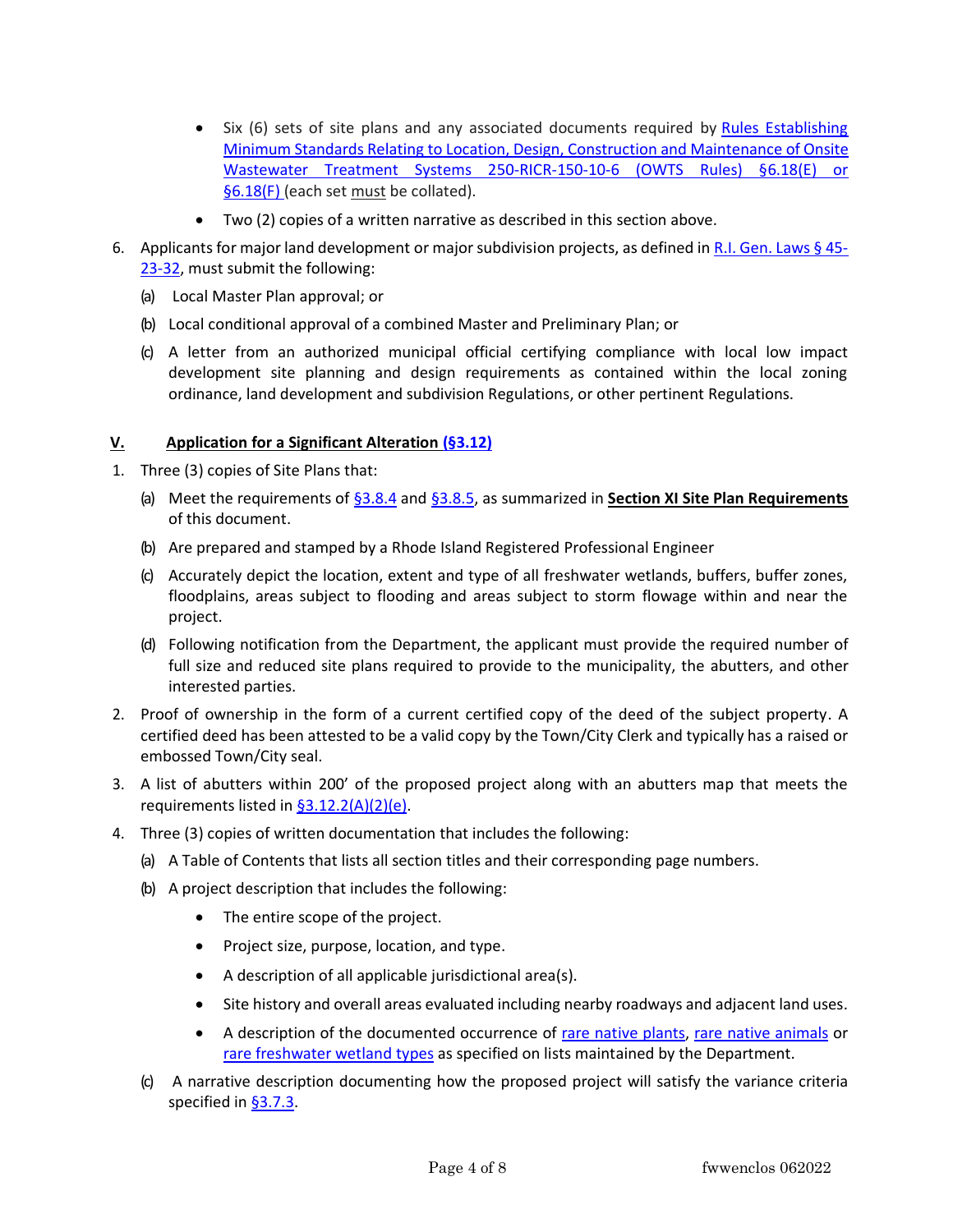- Six (6) sets of site plans and any associated documents required by Rules Establishing Minimum Standards Relating to Location, Design, Construction and Maintenance of Onsite Wastewater Treatment Systems 250-RICR-150-10-6 (OWTS Rules) §6.18(E) or §6.18(F) (each set must be collated).
- Two (2) copies of a written narrative as described in this section above.

6. Applicants for major land development or major subdivision projects, as defined in R.I. Gen. Laws § 45-23-32, must submit the following:
   (a) Local Master Plan approval; or
   (b) Local conditional approval of a combined Master and Preliminary Plan; or
   (c) A letter from an authorized municipal official certifying compliance with local low impact development site planning and design requirements as contained within the local zoning ordinance, land development and subdivision Regulations, or other pertinent Regulations.

## V. Application for a Significant Alteration (§3.12)

1. Three (3) copies of Site Plans that:
   (a) Meet the requirements of §3.8.4 and §3.8.5, as summarized in **Section XI Site Plan Requirements** of this document.
   (b) Are prepared and stamped by a Rhode Island Registered Professional Engineer
   (c) Accurately depict the location, extent and type of all freshwater wetlands, buffers, buffer zones, floodplains, areas subject to flooding and areas subject to storm flowage within and near the project.
   (d) Following notification from the Department, the applicant must provide the required number of full size and reduced site plans required to provide to the municipality, the abutters, and other interested parties.
2. Proof of ownership in the form of a current certified copy of the deed of the subject property. A certified deed has been attested to be a valid copy by the Town/City Clerk and typically has a raised or embossed Town/City seal.
3. A list of abutters within 200’ of the proposed project along with an abutters map that meets the requirements listed in §3.12.2(A)(2)(e).
4. Three (3) copies of written documentation that includes the following:
   (a) A Table of Contents that lists all section titles and their corresponding page numbers.
   (b) A project description that includes the following:
      - The entire scope of the project.
      - Project size, purpose, location, and type.
      - A description of all applicable jurisdictional area(s).
      - Site history and overall areas evaluated including nearby roadways and adjacent land uses.
      - A description of the documented occurrence of rare native plants, rare native animals or rare freshwater wetland types as specified on lists maintained by the Department.
   (c) A narrative description documenting how the proposed project will satisfy the variance criteria specified in §3.7.3.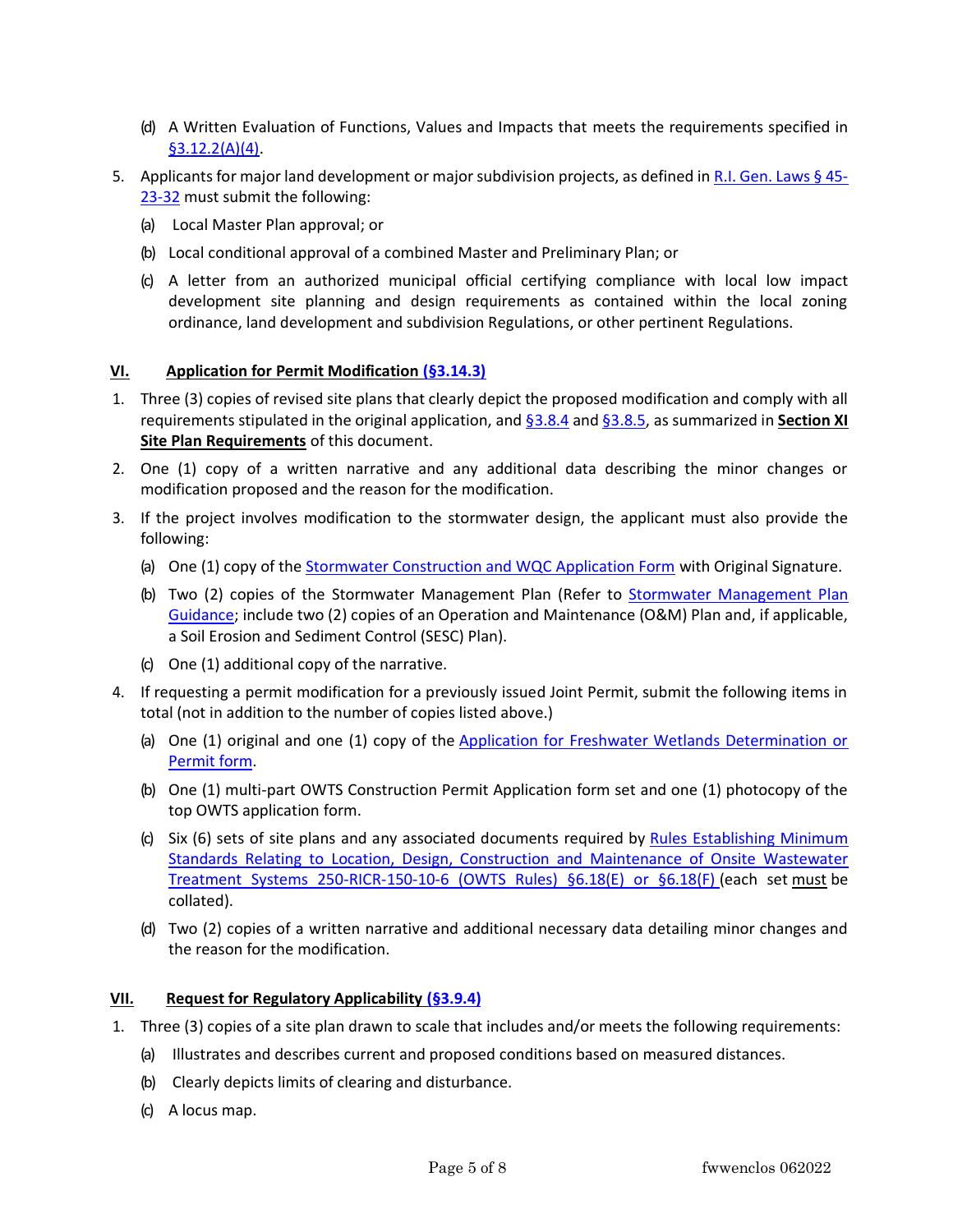(d) A Written Evaluation of Functions, Values and Impacts that meets the requirements specified in §3.12.2(A)(4).

5. Applicants for major land development or major subdivision projects, as defined in R.I. Gen. Laws § 45-23-32 must submit the following:
   (a) Local Master Plan approval; or
   (b) Local conditional approval of a combined Master and Preliminary Plan; or
   (c) A letter from an authorized municipal official certifying compliance with local low impact development site planning and design requirements as contained within the local zoning ordinance, land development and subdivision Regulations, or other pertinent Regulations.

## VI. Application for Permit Modification (§3.14.3)

1. Three (3) copies of revised site plans that clearly depict the proposed modification and comply with all requirements stipulated in the original application, and §3.8.4 and §3.8.5, as summarized in **Section XI Site Plan Requirements** of this document.
2. One (1) copy of a written narrative and any additional data describing the minor changes or modification proposed and the reason for the modification.
3. If the project involves modification to the stormwater design, the applicant must also provide the following:
   (a) One (1) copy of the Stormwater Construction and WQC Application Form with Original Signature.
   (b) Two (2) copies of the Stormwater Management Plan (Refer to Stormwater Management Plan Guidance; include two (2) copies of an Operation and Maintenance (O&M) Plan and, if applicable, a Soil Erosion and Sediment Control (SESC) Plan).
   (c) One (1) additional copy of the narrative.
4. If requesting a permit modification for a previously issued Joint Permit, submit the following items in total (not in addition to the number of copies listed above.)
   (a) One (1) original and one (1) copy of the Application for Freshwater Wetlands Determination or Permit form.
   (b) One (1) multi-part OWTS Construction Permit Application form set and one (1) photocopy of the top OWTS application form.
   (c) Six (6) sets of site plans and any associated documents required by Rules Establishing Minimum Standards Relating to Location, Design, Construction and Maintenance of Onsite Wastewater Treatment Systems 250-RICR-150-10-6 (OWTS Rules) §6.18(E) or §6.18(F) (each set must be collated).
   (d) Two (2) copies of a written narrative and additional necessary data detailing minor changes and the reason for the modification.

## VII. Request for Regulatory Applicability (§3.9.4)

1. Three (3) copies of a site plan drawn to scale that includes and/or meets the following requirements:
   (a) Illustrates and describes current and proposed conditions based on measured distances.
   (b) Clearly depicts limits of clearing and disturbance.
   (c) A locus map.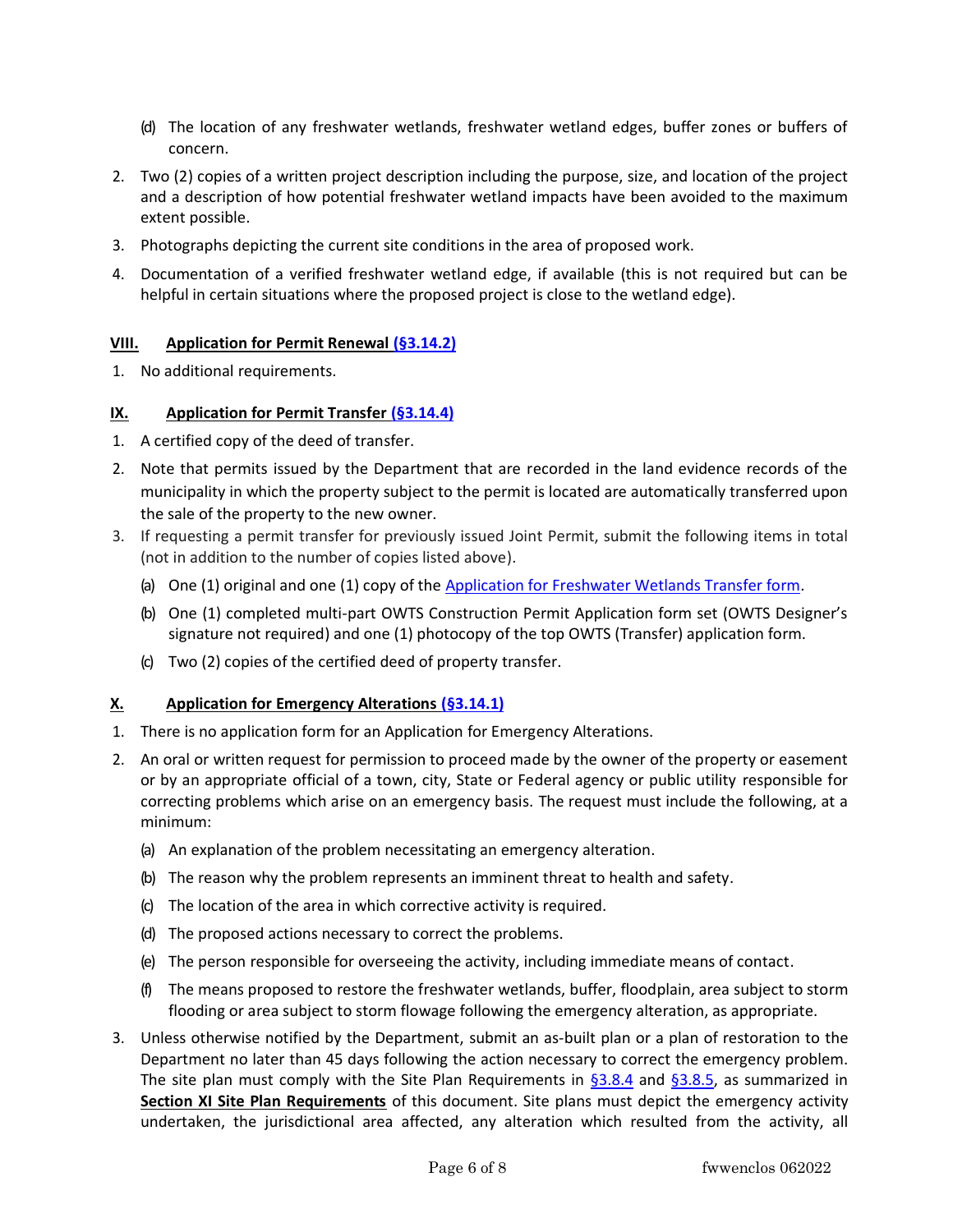(d) The location of any freshwater wetlands, freshwater wetland edges, buffer zones or buffers of concern.

2. Two (2) copies of a written project description including the purpose, size, and location of the project and a description of how potential freshwater wetland impacts have been avoided to the maximum extent possible.
3. Photographs depicting the current site conditions in the area of proposed work.
4. Documentation of a verified freshwater wetland edge, if available (this is not required but can be helpful in certain situations where the proposed project is close to the wetland edge).

## VIII. Application for Permit Renewal (§3.14.2)

1. No additional requirements.

## IX. Application for Permit Transfer (§3.14.4)

1. A certified copy of the deed of transfer.
2. Note that permits issued by the Department that are recorded in the land evidence records of the municipality in which the property subject to the permit is located are automatically transferred upon the sale of the property to the new owner.
3. If requesting a permit transfer for previously issued Joint Permit, submit the following items in total (not in addition to the number of copies listed above).
   - (a) One (1) original and one (1) copy of the Application for Freshwater Wetlands Transfer form.
   - (b) One (1) completed multi-part OWTS Construction Permit Application form set (OWTS Designer's signature not required) and one (1) photocopy of the top OWTS (Transfer) application form.
   - (c) Two (2) copies of the certified deed of property transfer.

## X. Application for Emergency Alterations (§3.14.1)

1. There is no application form for an Application for Emergency Alterations.
2. An oral or written request for permission to proceed made by the owner of the property or easement or by an appropriate official of a town, city, State or Federal agency or public utility responsible for correcting problems which arise on an emergency basis. The request must include the following, at a minimum:
   - (a) An explanation of the problem necessitating an emergency alteration.
   - (b) The reason why the problem represents an imminent threat to health and safety.
   - (c) The location of the area in which corrective activity is required.
   - (d) The proposed actions necessary to correct the problems.
   - (e) The person responsible for overseeing the activity, including immediate means of contact.
   - (f) The means proposed to restore the freshwater wetlands, buffer, floodplain, area subject to storm flooding or area subject to storm flowage following the emergency alteration, as appropriate.
3. Unless otherwise notified by the Department, submit an as-built plan or a plan of restoration to the Department no later than 45 days following the action necessary to correct the emergency problem. The site plan must comply with the Site Plan Requirements in §3.8.4 and §3.8.5, as summarized in **Section XI Site Plan Requirements** of this document. Site plans must depict the emergency activity undertaken, the jurisdictional area affected, any alteration which resulted from the activity, all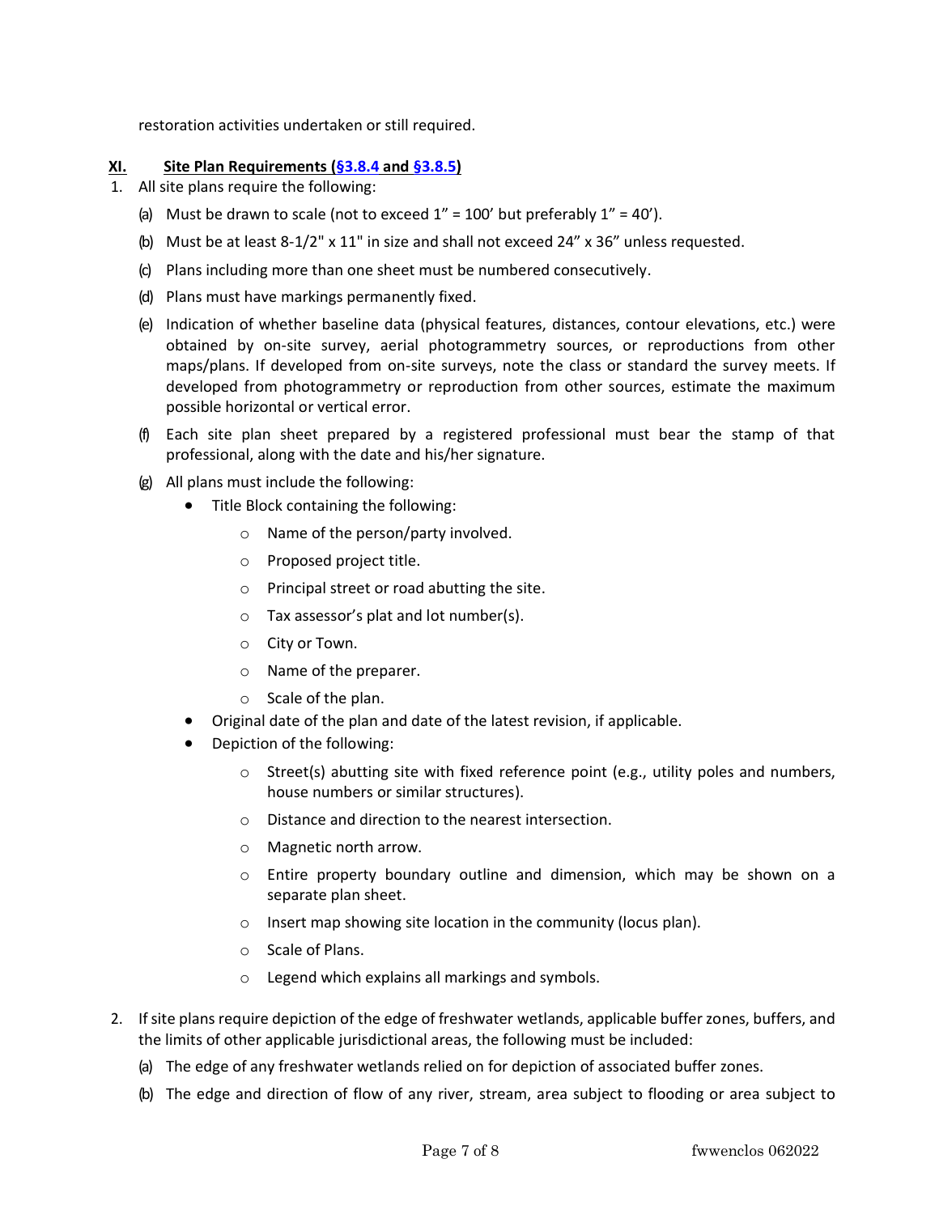restoration activities undertaken or still required.

## XI. Site Plan Requirements (§3.8.4 and §3.8.5)

1. All site plans require the following:
   - (a) Must be drawn to scale (not to exceed 1" = 100' but preferably 1" = 40').
   - (b) Must be at least 8-1/2" x 11" in size and shall not exceed 24" x 36" unless requested.
   - (c) Plans including more than one sheet must be numbered consecutively.
   - (d) Plans must have markings permanently fixed.
   - (e) Indication of whether baseline data (physical features, distances, contour elevations, etc.) were obtained by on-site survey, aerial photogrammetry sources, or reproductions from other maps/plans. If developed from on-site surveys, note the class or standard the survey meets. If developed from photogrammetry or reproduction from other sources, estimate the maximum possible horizontal or vertical error.
   - (f) Each site plan sheet prepared by a registered professional must bear the stamp of that professional, along with the date and his/her signature.
   - (g) All plans must include the following:
     - Title Block containing the following:
       - Name of the person/party involved.
       - Proposed project title.
       - Principal street or road abutting the site.
       - Tax assessor's plat and lot number(s).
       - City or Town.
       - Name of the preparer.
       - Scale of the plan.
     - Original date of the plan and date of the latest revision, if applicable.
     - Depiction of the following:
       - Street(s) abutting site with fixed reference point (e.g., utility poles and numbers, house numbers or similar structures).
       - Distance and direction to the nearest intersection.
       - Magnetic north arrow.
       - Entire property boundary outline and dimension, which may be shown on a separate plan sheet.
       - Insert map showing site location in the community (locus plan).
       - Scale of Plans.
       - Legend which explains all markings and symbols.

2. If site plans require depiction of the edge of freshwater wetlands, applicable buffer zones, buffers, and the limits of other applicable jurisdictional areas, the following must be included:
   - (a) The edge of any freshwater wetlands relied on for depiction of associated buffer zones.
   - (b) The edge and direction of flow of any river, stream, area subject to flooding or area subject to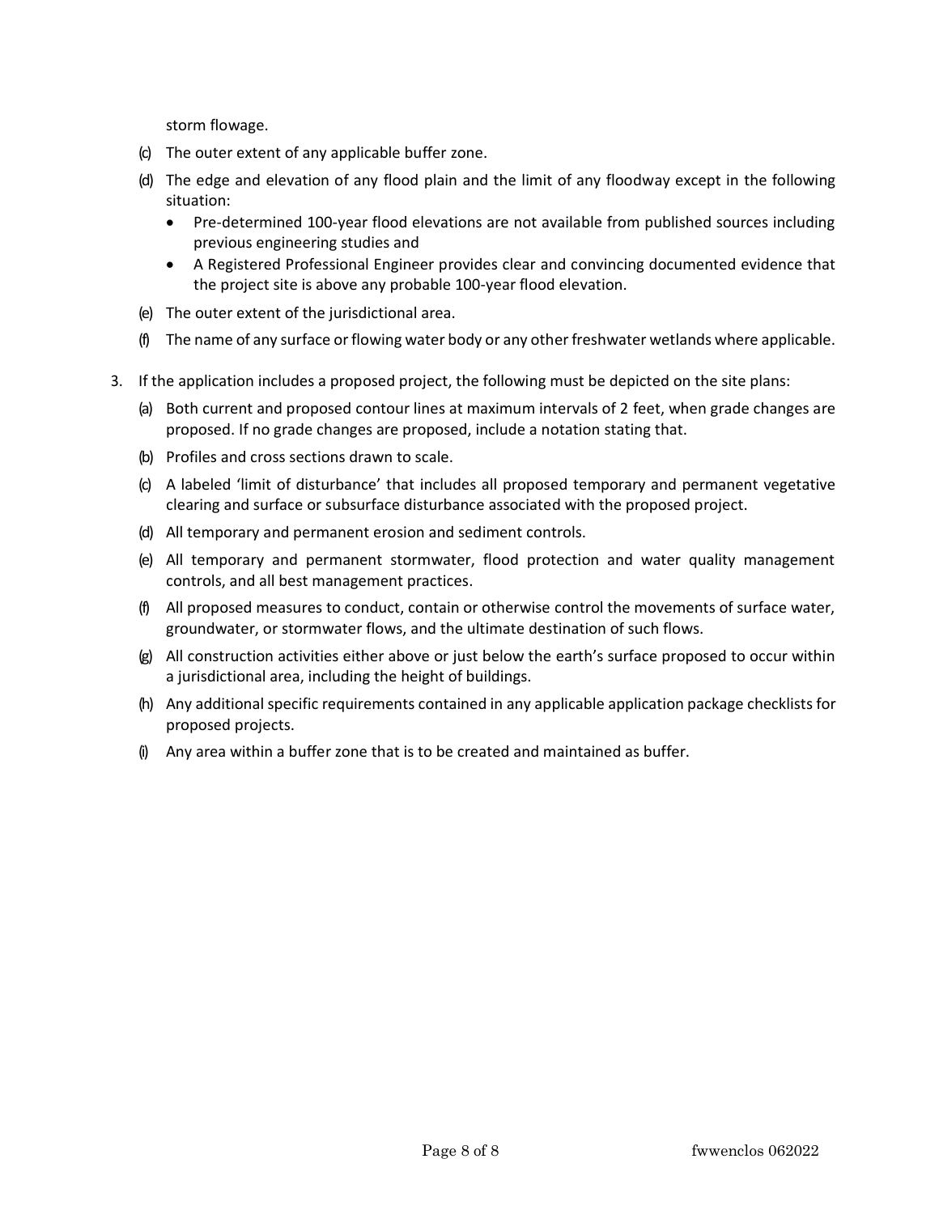storm flowage.

(c) The outer extent of any applicable buffer zone.

(d) The edge and elevation of any flood plain and the limit of any floodway except in the following situation:
   - Pre-determined 100-year flood elevations are not available from published sources including previous engineering studies and
   - A Registered Professional Engineer provides clear and convincing documented evidence that the project site is above any probable 100-year flood elevation.

(e) The outer extent of the jurisdictional area.

(f) The name of any surface or flowing water body or any other freshwater wetlands where applicable.

3. If the application includes a proposed project, the following must be depicted on the site plans:

   (a) Both current and proposed contour lines at maximum intervals of 2 feet, when grade changes are proposed. If no grade changes are proposed, include a notation stating that.

   (b) Profiles and cross sections drawn to scale.

   (c) A labeled 'limit of disturbance' that includes all proposed temporary and permanent vegetative clearing and surface or subsurface disturbance associated with the proposed project.

   (d) All temporary and permanent erosion and sediment controls.

   (e) All temporary and permanent stormwater, flood protection and water quality management controls, and all best management practices.

   (f) All proposed measures to conduct, contain or otherwise control the movements of surface water, groundwater, or stormwater flows, and the ultimate destination of such flows.

   (g) All construction activities either above or just below the earth's surface proposed to occur within a jurisdictional area, including the height of buildings.

   (h) Any additional specific requirements contained in any applicable application package checklists for proposed projects.

   (i) Any area within a buffer zone that is to be created and maintained as buffer.